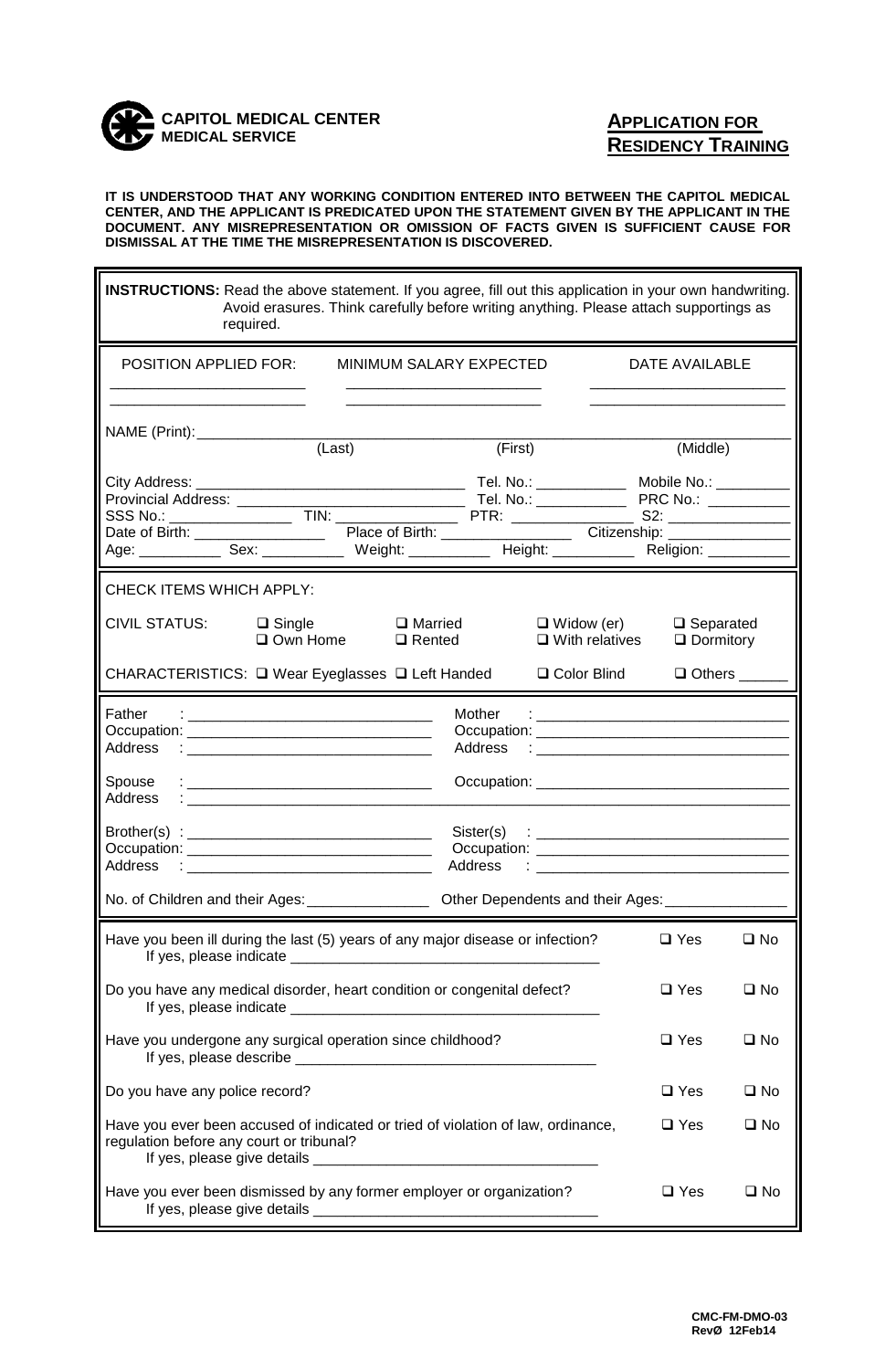**CAPITOL MEDICAL CENTER**
**MEDICAL SERVICE**

# APPLICATION FOR RESIDENCY TRAINING

**IT IS UNDERSTOOD THAT ANY WORKING CONDITION ENTERED INTO BETWEEN THE CAPITOL MEDICAL CENTER, AND THE APPLICANT IS PREDICATED UPON THE STATEMENT GIVEN BY THE APPLICANT IN THE DOCUMENT. ANY MISREPRESENTATION OR OMISSION OF FACTS GIVEN IS SUFFICIENT CAUSE FOR DISMISSAL AT THE TIME THE MISREPRESENTATION IS DISCOVERED.**

**INSTRUCTIONS:** Read the above statement. If you agree, fill out this application in your own handwriting. Avoid erasures. Think carefully before writing anything. Please attach supportings as required.

| POSITION APPLIED FOR: | MINIMUM SALARY EXPECTED | DATE AVAILABLE |
|---|---|---|
| ____________________ | ____________________ | ____________________ |
| ____________________ | ____________________ | ____________________ |

NAME (Print): ____________________________________________
(Last) (First) (Middle)

City Address: ______________________ Tel. No.: __________ Mobile No.: __________
Provincial Address: ______________________ Tel. No.: __________ PRC No.: __________
SSS No.: __________ TIN: __________ PTR: __________ S2: __________
Date of Birth: __________ Place of Birth: __________ Citizenship: __________
Age: __________ Sex: __________ Weight: __________ Height: __________ Religion: __________

CHECK ITEMS WHICH APPLY:

CIVIL STATUS: ☐ Single ☐ Married ☐ Widow (er) ☐ Separated
☐ Own Home ☐ Rented ☐ With relatives ☐ Dormitory

CHARACTERISTICS: ☐ Wear Eyeglasses ☐ Left Handed ☐ Color Blind ☐ Others ______

Father : ______________________ Mother : ______________________
Occupation: ______________________ Occupation: ______________________
Address : ______________________ Address : ______________________

Spouse : ______________________ Occupation: ______________________
Address : ____________________________________________

Brother(s) : ______________________ Sister(s) : ______________________
Occupation: ______________________ Occupation: ______________________
Address : ______________________ Address : ______________________

No. of Children and their Ages: __________ Other Dependents and their Ages: __________

Have you been ill during the last (5) years of any major disease or infection? ☐ Yes ☐ No
If yes, please indicate ______________________

Do you have any medical disorder, heart condition or congenital defect? ☐ Yes ☐ No
If yes, please indicate ______________________

Have you undergone any surgical operation since childhood? ☐ Yes ☐ No
If yes, please describe ______________________

Do you have any police record? ☐ Yes ☐ No

Have you ever been accused of indicated or tried of violation of law, ordinance, regulation before any court or tribunal? ☐ Yes ☐ No
If yes, please give details ______________________

Have you ever been dismissed by any former employer or organization? ☐ Yes ☐ No
If yes, please give details ______________________

CMC-FM-DMO-03
RevØ 12Feb14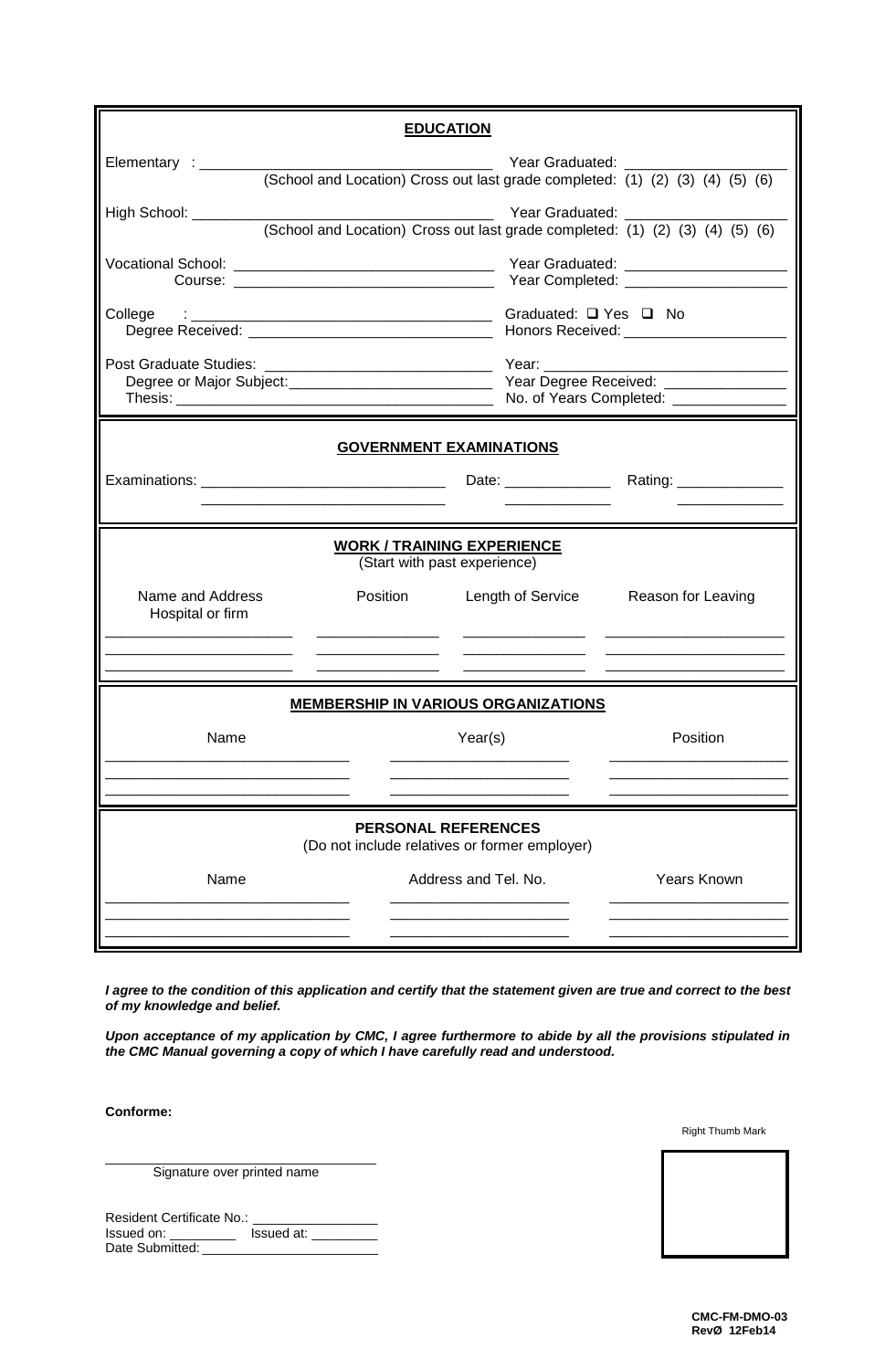## EDUCATION

Elementary : ____________________________ Year Graduated: ________________
(School and Location) Cross out last grade completed: (1) (2) (3) (4) (5) (6)

High School: ____________________________ Year Graduated: ________________
(School and Location) Cross out last grade completed: (1) (2) (3) (4) (5) (6)

Vocational School: ____________________________ Year Graduated: ________________
Course: ____________________________ Year Completed: ________________

College : ____________________________ Graduated: ❑ Yes ❑ No
Degree Received: ____________________________ Honors Received: ________________

Post Graduate Studies: ____________________________ Year: ________________
Degree or Major Subject: ____________________________ Year Degree Received: ________________
Thesis: ____________________________ No. of Years Completed: ________________

## GOVERNMENT EXAMINATIONS

| Examinations: | Date: | Rating: |
|---|---|---|
| | | |
| | | |

## WORK / TRAINING EXPERIENCE

(Start with past experience)

| Name and Address Hospital or firm | Position | Length of Service | Reason for Leaving |
|---|---|---|---|
| | | | |
| | | | |
| | | | |

## MEMBERSHIP IN VARIOUS ORGANIZATIONS

| Name | Year(s) | Position |
|---|---|---|
| | | |
| | | |
| | | |

## PERSONAL REFERENCES

(Do not include relatives or former employer)

| Name | Address and Tel. No. | Years Known |
|---|---|---|
| | | |
| | | |
| | | |

***I agree to the condition of this application and certify that the statement given are true and correct to the best of my knowledge and belief.***

***Upon acceptance of my application by CMC, I agree furthermore to abide by all the provisions stipulated in the CMC Manual governing a copy of which I have carefully read and understood.***

**Conforme:**

Right Thumb Mark

____________________________
Signature over printed name

Resident Certificate No.: ________________
Issued on: _________ Issued at: _________
Date Submitted: ________________

**CMC-FM-DMO-03**
**RevØ 12Feb14**